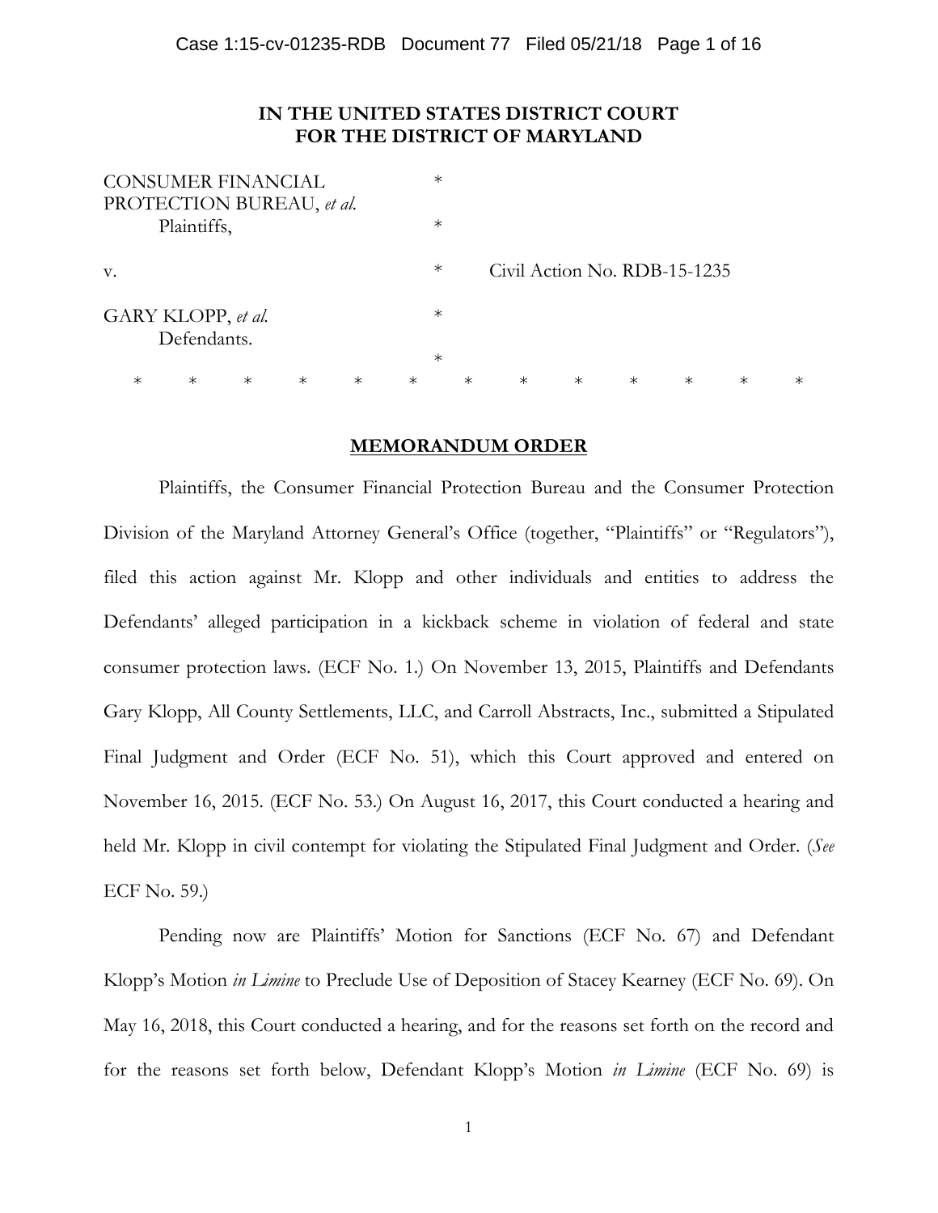**IN THE UNITED STATES DISTRICT COURT**
**FOR THE DISTRICT OF MARYLAND**

CONSUMER FINANCIAL PROTECTION BUREAU, *et al.*
Plaintiffs, *

v. * Civil Action No. RDB-15-1235

GARY KLOPP, *et al.*
Defendants. *

\* \* \* \* \* \* \* \* \* \* \* \* \*

**MEMORANDUM ORDER**

Plaintiffs, the Consumer Financial Protection Bureau and the Consumer Protection Division of the Maryland Attorney General's Office (together, "Plaintiffs" or "Regulators"), filed this action against Mr. Klopp and other individuals and entities to address the Defendants' alleged participation in a kickback scheme in violation of federal and state consumer protection laws. (ECF No. 1.) On November 13, 2015, Plaintiffs and Defendants Gary Klopp, All County Settlements, LLC, and Carroll Abstracts, Inc., submitted a Stipulated Final Judgment and Order (ECF No. 51), which this Court approved and entered on November 16, 2015. (ECF No. 53.) On August 16, 2017, this Court conducted a hearing and held Mr. Klopp in civil contempt for violating the Stipulated Final Judgment and Order. (*See* ECF No. 59.)

Pending now are Plaintiffs' Motion for Sanctions (ECF No. 67) and Defendant Klopp's Motion *in Limine* to Preclude Use of Deposition of Stacey Kearney (ECF No. 69). On May 16, 2018, this Court conducted a hearing, and for the reasons set forth on the record and for the reasons set forth below, Defendant Klopp's Motion *in Limine* (ECF No. 69) is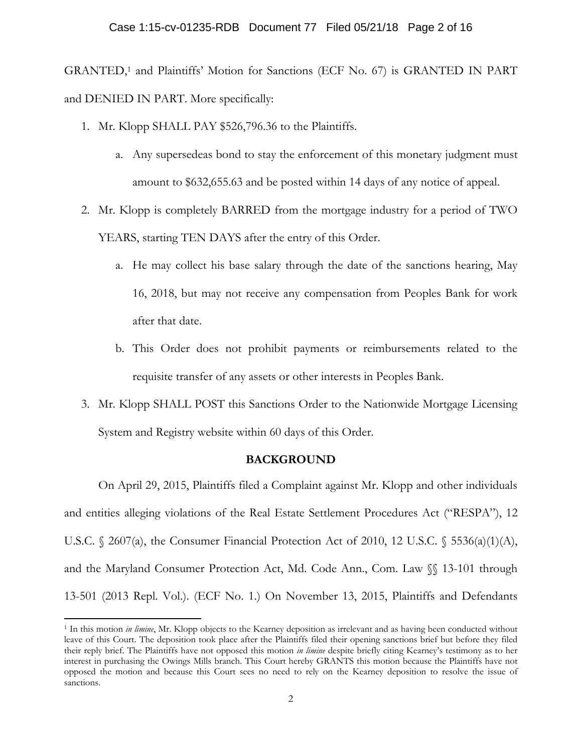GRANTED,[1] and Plaintiffs' Motion for Sanctions (ECF No. 67) is GRANTED IN PART and DENIED IN PART. More specifically:

1. Mr. Klopp SHALL PAY $526,796.36 to the Plaintiffs.
    a. Any supersedeas bond to stay the enforcement of this monetary judgment must amount to $632,655.63 and be posted within 14 days of any notice of appeal.
2. Mr. Klopp is completely BARRED from the mortgage industry for a period of TWO YEARS, starting TEN DAYS after the entry of this Order.
    a. He may collect his base salary through the date of the sanctions hearing, May 16, 2018, but may not receive any compensation from Peoples Bank for work after that date.
    b. This Order does not prohibit payments or reimbursements related to the requisite transfer of any assets or other interests in Peoples Bank.
3. Mr. Klopp SHALL POST this Sanctions Order to the Nationwide Mortgage Licensing System and Registry website within 60 days of this Order.

## BACKGROUND

On April 29, 2015, Plaintiffs filed a Complaint against Mr. Klopp and other individuals and entities alleging violations of the Real Estate Settlement Procedures Act ("RESPA"), 12 U.S.C. § 2607(a), the Consumer Financial Protection Act of 2010, 12 U.S.C. § 5536(a)(1)(A), and the Maryland Consumer Protection Act, Md. Code Ann., Com. Law §§ 13-101 through 13-501 (2013 Repl. Vol.). (ECF No. 1.) On November 13, 2015, Plaintiffs and Defendants

[1] In this motion *in limine*, Mr. Klopp objects to the Kearney deposition as irrelevant and as having been conducted without leave of this Court. The deposition took place after the Plaintiffs filed their opening sanctions brief but before they filed their reply brief. The Plaintiffs have not opposed this motion *in limine* despite briefly citing Kearney's testimony as to her interest in purchasing the Owings Mills branch. This Court hereby GRANTS this motion because the Plaintiffs have not opposed the motion and because this Court sees no need to rely on the Kearney deposition to resolve the issue of sanctions.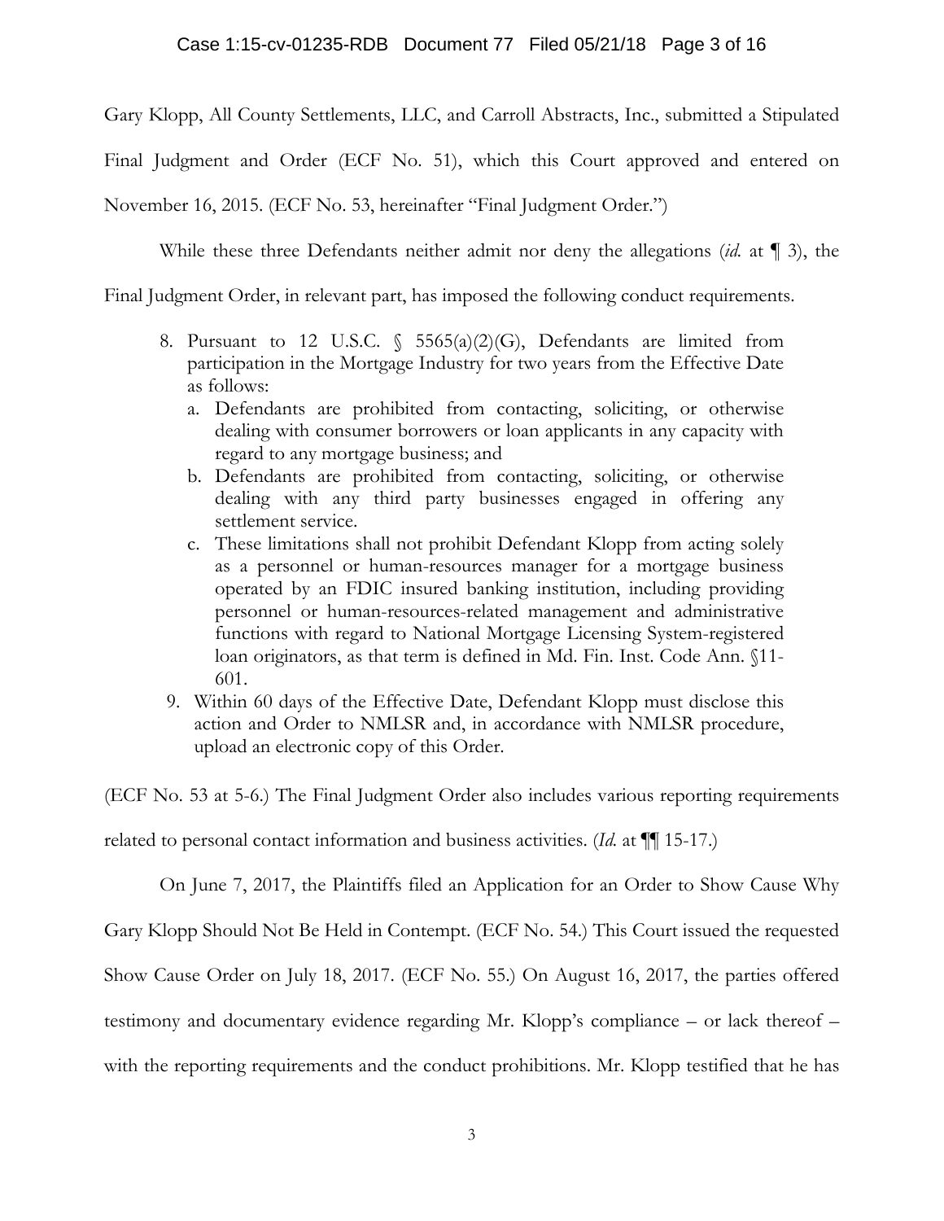Gary Klopp, All County Settlements, LLC, and Carroll Abstracts, Inc., submitted a Stipulated Final Judgment and Order (ECF No. 51), which this Court approved and entered on November 16, 2015. (ECF No. 53, hereinafter "Final Judgment Order.")

While these three Defendants neither admit nor deny the allegations (*id.* at ¶ 3), the Final Judgment Order, in relevant part, has imposed the following conduct requirements.

> 8. Pursuant to 12 U.S.C. § 5565(a)(2)(G), Defendants are limited from participation in the Mortgage Industry for two years from the Effective Date as follows:
>    a. Defendants are prohibited from contacting, soliciting, or otherwise dealing with consumer borrowers or loan applicants in any capacity with regard to any mortgage business; and
>    b. Defendants are prohibited from contacting, soliciting, or otherwise dealing with any third party businesses engaged in offering any settlement service.
>    c. These limitations shall not prohibit Defendant Klopp from acting solely as a personnel or human-resources manager for a mortgage business operated by an FDIC insured banking institution, including providing personnel or human-resources-related management and administrative functions with regard to National Mortgage Licensing System-registered loan originators, as that term is defined in Md. Fin. Inst. Code Ann. §11-601.
>
> 9. Within 60 days of the Effective Date, Defendant Klopp must disclose this action and Order to NMLSR and, in accordance with NMLSR procedure, upload an electronic copy of this Order.

(ECF No. 53 at 5-6.) The Final Judgment Order also includes various reporting requirements related to personal contact information and business activities. (*Id.* at ¶¶ 15-17.)

On June 7, 2017, the Plaintiffs filed an Application for an Order to Show Cause Why Gary Klopp Should Not Be Held in Contempt. (ECF No. 54.) This Court issued the requested Show Cause Order on July 18, 2017. (ECF No. 55.) On August 16, 2017, the parties offered testimony and documentary evidence regarding Mr. Klopp's compliance – or lack thereof – with the reporting requirements and the conduct prohibitions. Mr. Klopp testified that he has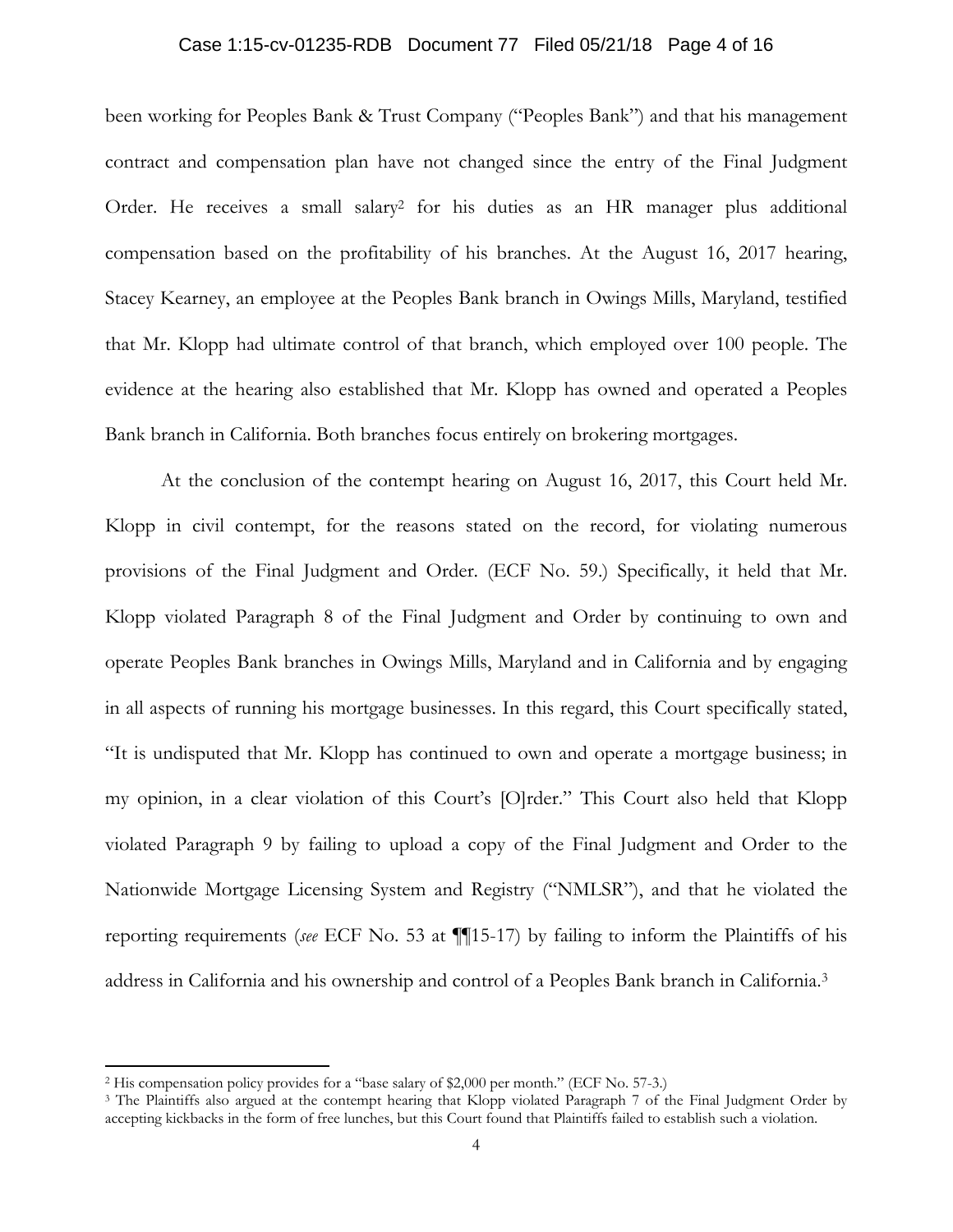been working for Peoples Bank & Trust Company ("Peoples Bank") and that his management contract and compensation plan have not changed since the entry of the Final Judgment Order. He receives a small salary[2] for his duties as an HR manager plus additional compensation based on the profitability of his branches. At the August 16, 2017 hearing, Stacey Kearney, an employee at the Peoples Bank branch in Owings Mills, Maryland, testified that Mr. Klopp had ultimate control of that branch, which employed over 100 people. The evidence at the hearing also established that Mr. Klopp has owned and operated a Peoples Bank branch in California. Both branches focus entirely on brokering mortgages.

At the conclusion of the contempt hearing on August 16, 2017, this Court held Mr. Klopp in civil contempt, for the reasons stated on the record, for violating numerous provisions of the Final Judgment and Order. (ECF No. 59.) Specifically, it held that Mr. Klopp violated Paragraph 8 of the Final Judgment and Order by continuing to own and operate Peoples Bank branches in Owings Mills, Maryland and in California and by engaging in all aspects of running his mortgage businesses. In this regard, this Court specifically stated, "It is undisputed that Mr. Klopp has continued to own and operate a mortgage business; in my opinion, in a clear violation of this Court's [O]rder." This Court also held that Klopp violated Paragraph 9 by failing to upload a copy of the Final Judgment and Order to the Nationwide Mortgage Licensing System and Registry ("NMLSR"), and that he violated the reporting requirements (*see* ECF No. 53 at ¶¶15-17) by failing to inform the Plaintiffs of his address in California and his ownership and control of a Peoples Bank branch in California.[3]

---

[2] His compensation policy provides for a "base salary of $2,000 per month." (ECF No. 57-3.)

[3] The Plaintiffs also argued at the contempt hearing that Klopp violated Paragraph 7 of the Final Judgment Order by accepting kickbacks in the form of free lunches, but this Court found that Plaintiffs failed to establish such a violation.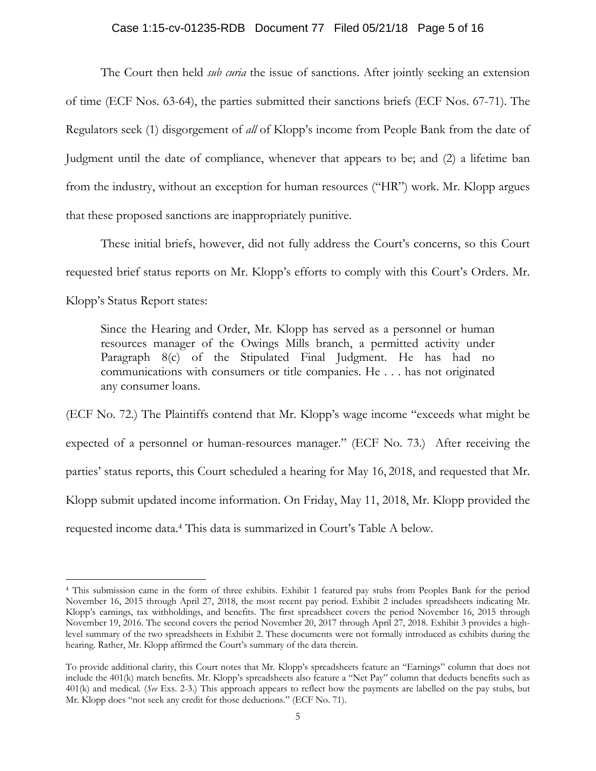The Court then held *sub curia* the issue of sanctions. After jointly seeking an extension of time (ECF Nos. 63-64), the parties submitted their sanctions briefs (ECF Nos. 67-71). The Regulators seek (1) disgorgement of *all* of Klopp's income from People Bank from the date of Judgment until the date of compliance, whenever that appears to be; and (2) a lifetime ban from the industry, without an exception for human resources ("HR") work. Mr. Klopp argues that these proposed sanctions are inappropriately punitive.

These initial briefs, however, did not fully address the Court's concerns, so this Court requested brief status reports on Mr. Klopp's efforts to comply with this Court's Orders. Mr. Klopp's Status Report states:

> Since the Hearing and Order, Mr. Klopp has served as a personnel or human resources manager of the Owings Mills branch, a permitted activity under Paragraph 8(c) of the Stipulated Final Judgment. He has had no communications with consumers or title companies. He . . . has not originated any consumer loans.

(ECF No. 72.) The Plaintiffs contend that Mr. Klopp's wage income "exceeds what might be expected of a personnel or human-resources manager." (ECF No. 73.) After receiving the parties' status reports, this Court scheduled a hearing for May 16, 2018, and requested that Mr. Klopp submit updated income information. On Friday, May 11, 2018, Mr. Klopp provided the requested income data.[4] This data is summarized in Court's Table A below.

---

[4] This submission came in the form of three exhibits. Exhibit 1 featured pay stubs from Peoples Bank for the period November 16, 2015 through April 27, 2018, the most recent pay period. Exhibit 2 includes spreadsheets indicating Mr. Klopp's earnings, tax withholdings, and benefits. The first spreadsheet covers the period November 16, 2015 through November 19, 2016. The second covers the period November 20, 2017 through April 27, 2018. Exhibit 3 provides a high-level summary of the two spreadsheets in Exhibit 2. These documents were not formally introduced as exhibits during the hearing. Rather, Mr. Klopp affirmed the Court's summary of the data therein.

To provide additional clarity, this Court notes that Mr. Klopp's spreadsheets feature an "Earnings" column that does not include the 401(k) match benefits. Mr. Klopp's spreadsheets also feature a "Net Pay" column that deducts benefits such as 401(k) and medical. (*See* Exs. 2-3.) This approach appears to reflect how the payments are labelled on the pay stubs, but Mr. Klopp does "not seek any credit for those deductions." (ECF No. 71).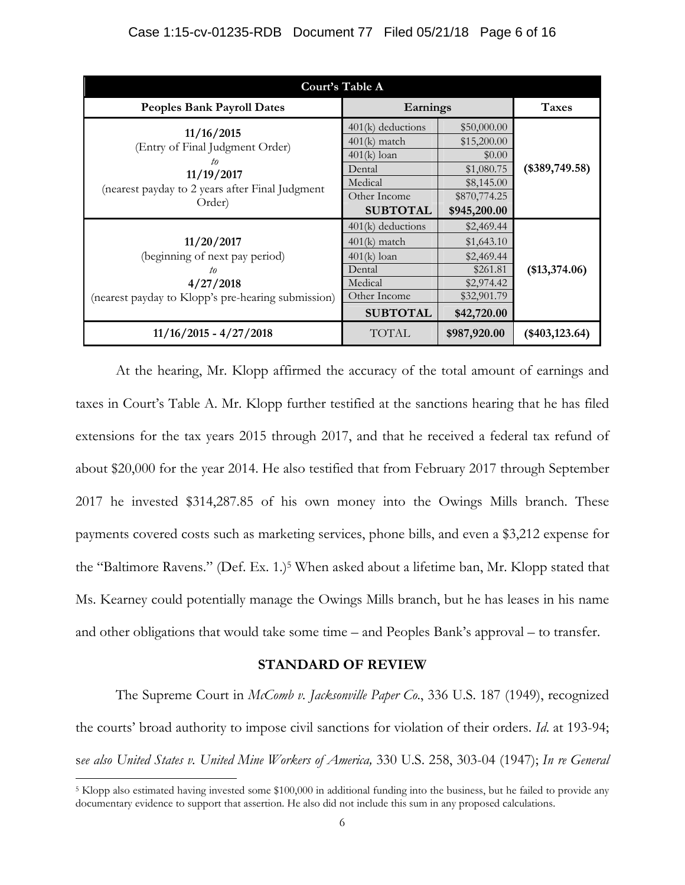| Court's Table A | | | |
|---|---|---|---|
| **Peoples Bank Payroll Dates** | **Earnings** | | **Taxes** |
| **11/16/2015** (Entry of Final Judgment Order) *to* **11/19/2017** (nearest payday to 2 years after Final Judgment Order) | 401(k) deductions | $50,000.00 | **($389,749.58)** |
| | 401(k) match | $15,200.00 | |
| | 401(k) loan | $0.00 | |
| | Dental | $1,080.75 | |
| | Medical | $8,145.00 | |
| | Other Income | $870,774.25 | |
| | **SUBTOTAL** | **$945,200.00** | |
| **11/20/2017** (beginning of next pay period) *to* **4/27/2018** (nearest payday to Klopp's pre-hearing submission) | 401(k) deductions | $2,469.44 | **($13,374.06)** |
| | 401(k) match | $1,643.10 | |
| | 401(k) loan | $2,469.44 | |
| | Dental | $261.81 | |
| | Medical | $2,974.42 | |
| | Other Income | $32,901.79 | |
| | **SUBTOTAL** | **$42,720.00** | |
| **11/16/2015 - 4/27/2018** | TOTAL | **$987,920.00** | **($403,123.64)** |

At the hearing, Mr. Klopp affirmed the accuracy of the total amount of earnings and taxes in Court's Table A. Mr. Klopp further testified at the sanctions hearing that he has filed extensions for the tax years 2015 through 2017, and that he received a federal tax refund of about $20,000 for the year 2014. He also testified that from February 2017 through September 2017 he invested $314,287.85 of his own money into the Owings Mills branch. These payments covered costs such as marketing services, phone bills, and even a $3,212 expense for the "Baltimore Ravens." (Def. Ex. 1.)[5] When asked about a lifetime ban, Mr. Klopp stated that Ms. Kearney could potentially manage the Owings Mills branch, but he has leases in his name and other obligations that would take some time – and Peoples Bank's approval – to transfer.

## STANDARD OF REVIEW

The Supreme Court in *McComb v. Jacksonville Paper Co.*, 336 U.S. 187 (1949), recognized the courts' broad authority to impose civil sanctions for violation of their orders. *Id.* at 193-94; s*ee also United States v. United Mine Workers of America,* 330 U.S. 258, 303-04 (1947); *In re General*

[5] Klopp also estimated having invested some $100,000 in additional funding into the business, but he failed to provide any documentary evidence to support that assertion. He also did not include this sum in any proposed calculations.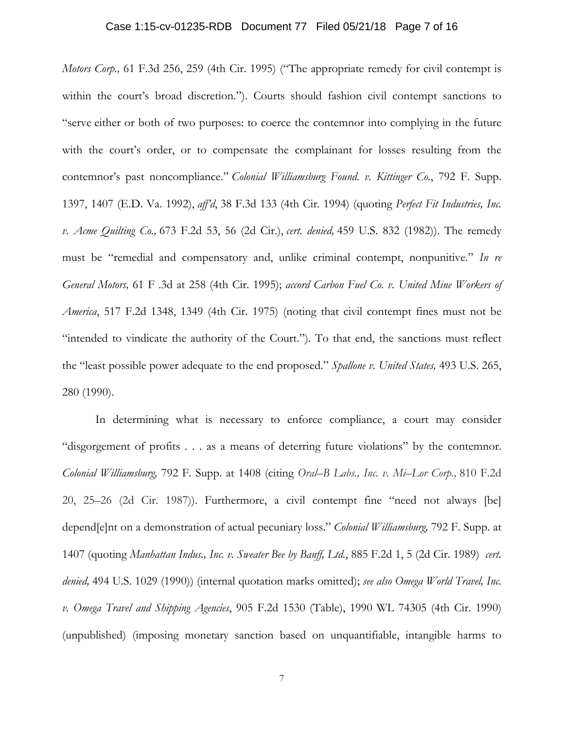*Motors Corp.,* 61 F.3d 256, 259 (4th Cir. 1995) ("The appropriate remedy for civil contempt is within the court's broad discretion."). Courts should fashion civil contempt sanctions to "serve either or both of two purposes: to coerce the contemnor into complying in the future with the court's order, or to compensate the complainant for losses resulting from the contemnor's past noncompliance." *Colonial Williamsburg Found. v. Kittinger Co.*, 792 F. Supp. 1397, 1407 (E.D. Va. 1992), *aff'd*, 38 F.3d 133 (4th Cir. 1994) (quoting *Perfect Fit Industries, Inc. v. Acme Quilting Co.,* 673 F.2d 53, 56 (2d Cir.), *cert. denied,* 459 U.S. 832 (1982)). The remedy must be "remedial and compensatory and, unlike criminal contempt, nonpunitive." *In re General Motors,* 61 F .3d at 258 (4th Cir. 1995); *accord Carbon Fuel Co. v. United Mine Workers of America*, 517 F.2d 1348, 1349 (4th Cir. 1975) (noting that civil contempt fines must not be "intended to vindicate the authority of the Court."). To that end, the sanctions must reflect the "least possible power adequate to the end proposed." *Spallone v. United States,* 493 U.S. 265, 280 (1990).

In determining what is necessary to enforce compliance, a court may consider "disgorgement of profits . . . as a means of deterring future violations" by the contemnor. *Colonial Williamsburg,* 792 F. Supp. at 1408 (citing *Oral–B Labs., Inc. v. Mi–Lor Corp.,* 810 F.2d 20, 25–26 (2d Cir. 1987)). Furthermore, a civil contempt fine "need not always [be] depend[e]nt on a demonstration of actual pecuniary loss." *Colonial Williamsburg,* 792 F. Supp. at 1407 (quoting *Manhattan Indus., Inc. v. Sweater Bee by Banff, Ltd.*, 885 F.2d 1, 5 (2d Cir. 1989) *cert. denied,* 494 U.S. 1029 (1990)) (internal quotation marks omitted); *see also Omega World Travel, Inc. v. Omega Travel and Shipping Agencies*, 905 F.2d 1530 (Table), 1990 WL 74305 (4th Cir. 1990) (unpublished) (imposing monetary sanction based on unquantifiable, intangible harms to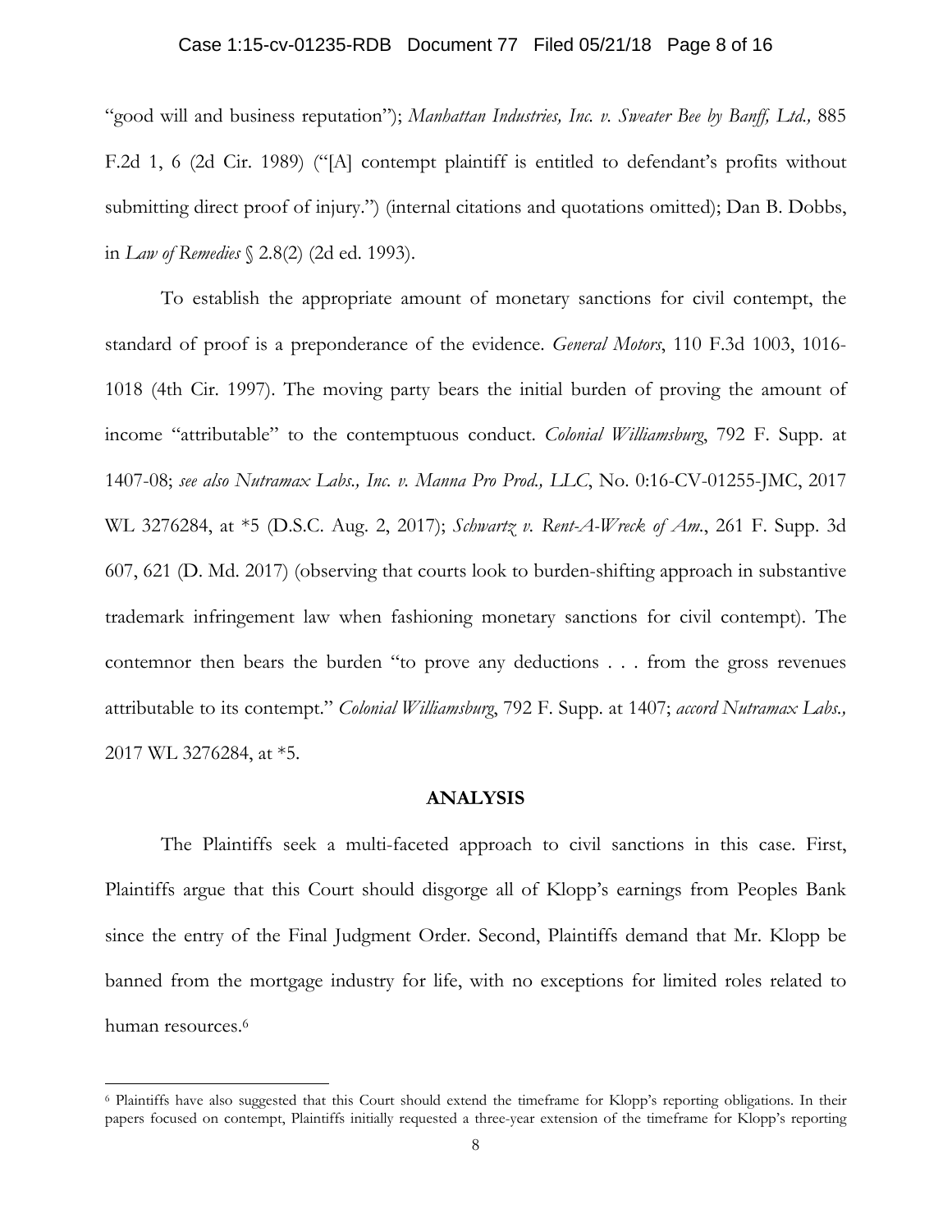"good will and business reputation"); *Manhattan Industries, Inc. v. Sweater Bee by Banff, Ltd.,* 885 F.2d 1, 6 (2d Cir. 1989) ("[A] contempt plaintiff is entitled to defendant's profits without submitting direct proof of injury.") (internal citations and quotations omitted); Dan B. Dobbs, in *Law of Remedies* § 2.8(2) (2d ed. 1993).

To establish the appropriate amount of monetary sanctions for civil contempt, the standard of proof is a preponderance of the evidence. *General Motors*, 110 F.3d 1003, 1016-1018 (4th Cir. 1997). The moving party bears the initial burden of proving the amount of income "attributable" to the contemptuous conduct. *Colonial Williamsburg*, 792 F. Supp. at 1407-08; *see also Nutramax Labs., Inc. v. Manna Pro Prod., LLC*, No. 0:16-CV-01255-JMC, 2017 WL 3276284, at *5 (D.S.C. Aug. 2, 2017); *Schwartz v. Rent-A-Wreck of Am.*, 261 F. Supp. 3d 607, 621 (D. Md. 2017) (observing that courts look to burden-shifting approach in substantive trademark infringement law when fashioning monetary sanctions for civil contempt). The contemnor then bears the burden "to prove any deductions . . . from the gross revenues attributable to its contempt." *Colonial Williamsburg*, 792 F. Supp. at 1407; *accord Nutramax Labs.,* 2017 WL 3276284, at *5.

## ANALYSIS

The Plaintiffs seek a multi-faceted approach to civil sanctions in this case. First, Plaintiffs argue that this Court should disgorge all of Klopp's earnings from Peoples Bank since the entry of the Final Judgment Order. Second, Plaintiffs demand that Mr. Klopp be banned from the mortgage industry for life, with no exceptions for limited roles related to human resources.[6]

---

[6] Plaintiffs have also suggested that this Court should extend the timeframe for Klopp's reporting obligations. In their papers focused on contempt, Plaintiffs initially requested a three-year extension of the timeframe for Klopp's reporting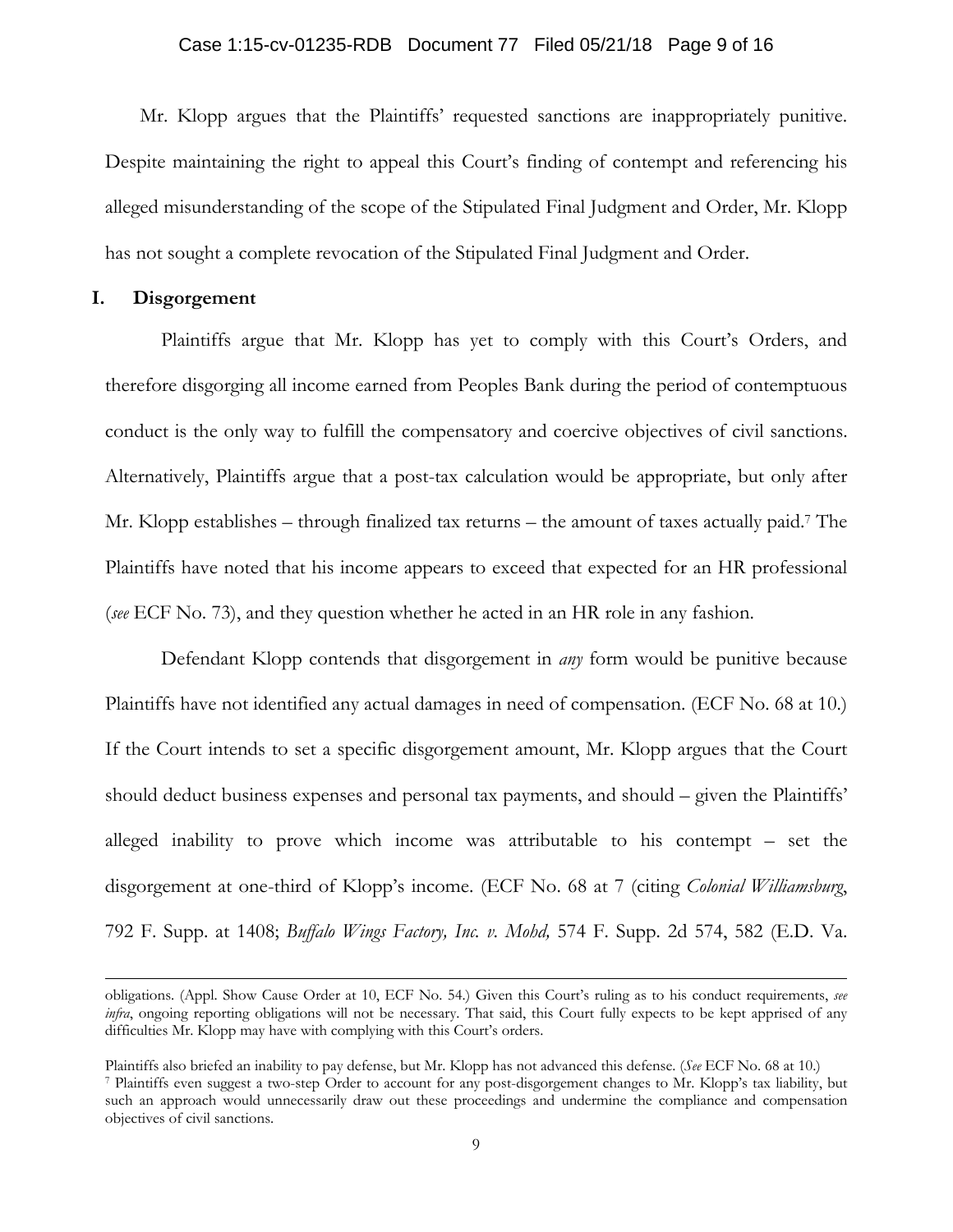Mr. Klopp argues that the Plaintiffs' requested sanctions are inappropriately punitive. Despite maintaining the right to appeal this Court's finding of contempt and referencing his alleged misunderstanding of the scope of the Stipulated Final Judgment and Order, Mr. Klopp has not sought a complete revocation of the Stipulated Final Judgment and Order.

## I. Disgorgement

Plaintiffs argue that Mr. Klopp has yet to comply with this Court's Orders, and therefore disgorging all income earned from Peoples Bank during the period of contemptuous conduct is the only way to fulfill the compensatory and coercive objectives of civil sanctions. Alternatively, Plaintiffs argue that a post-tax calculation would be appropriate, but only after Mr. Klopp establishes – through finalized tax returns – the amount of taxes actually paid.[7] The Plaintiffs have noted that his income appears to exceed that expected for an HR professional (*see* ECF No. 73), and they question whether he acted in an HR role in any fashion.

Defendant Klopp contends that disgorgement in *any* form would be punitive because Plaintiffs have not identified any actual damages in need of compensation. (ECF No. 68 at 10.) If the Court intends to set a specific disgorgement amount, Mr. Klopp argues that the Court should deduct business expenses and personal tax payments, and should – given the Plaintiffs' alleged inability to prove which income was attributable to his contempt – set the disgorgement at one-third of Klopp's income. (ECF No. 68 at 7 (citing *Colonial Williamsburg*, 792 F. Supp. at 1408; *Buffalo Wings Factory, Inc. v. Mohd,* 574 F. Supp. 2d 574, 582 (E.D. Va.

---

obligations. (Appl. Show Cause Order at 10, ECF No. 54.) Given this Court's ruling as to his conduct requirements, *see infra*, ongoing reporting obligations will not be necessary. That said, this Court fully expects to be kept apprised of any difficulties Mr. Klopp may have with complying with this Court's orders.

Plaintiffs also briefed an inability to pay defense, but Mr. Klopp has not advanced this defense. (*See* ECF No. 68 at 10.)

[7] Plaintiffs even suggest a two-step Order to account for any post-disgorgement changes to Mr. Klopp's tax liability, but such an approach would unnecessarily draw out these proceedings and undermine the compliance and compensation objectives of civil sanctions.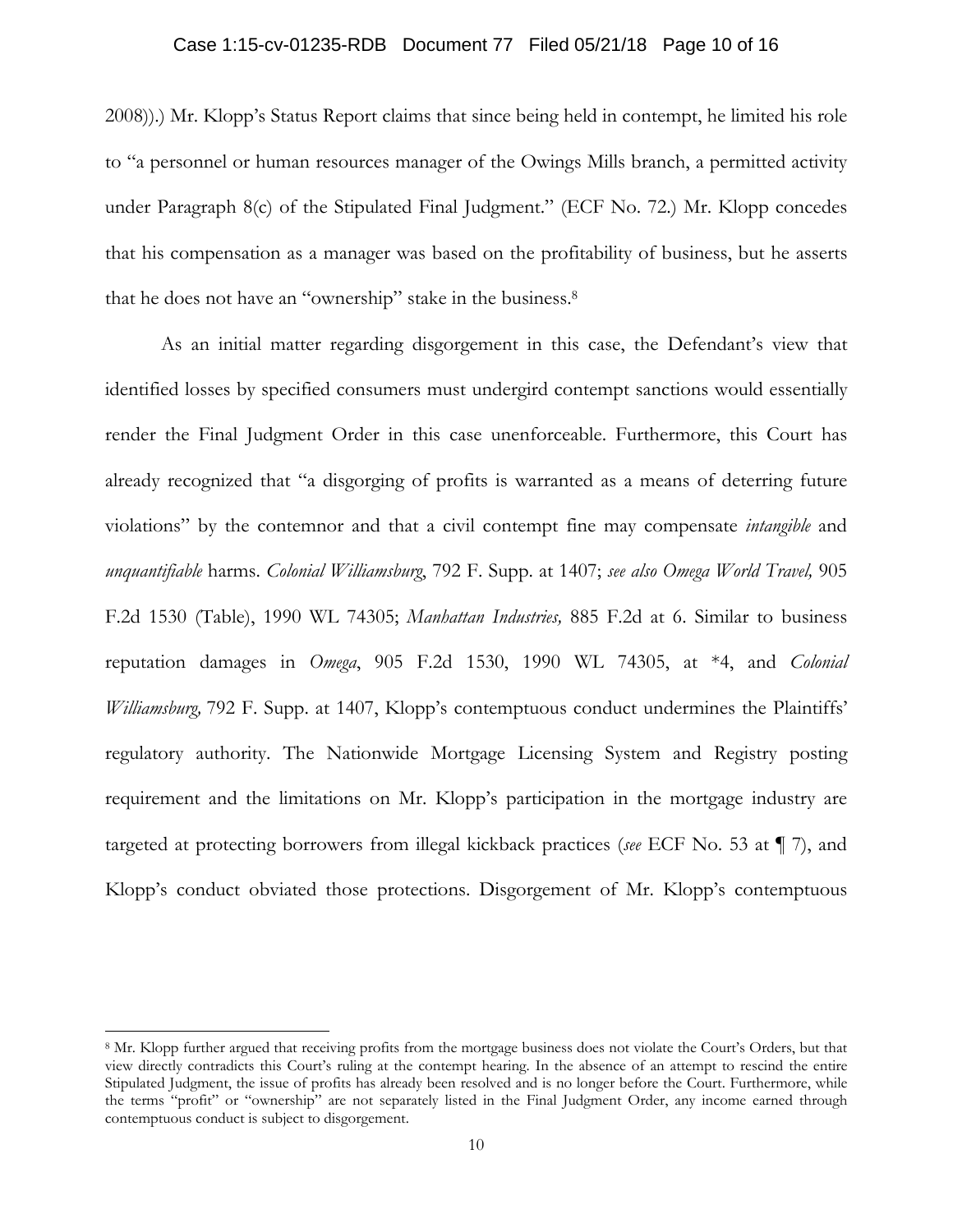2008)).) Mr. Klopp's Status Report claims that since being held in contempt, he limited his role to "a personnel or human resources manager of the Owings Mills branch, a permitted activity under Paragraph 8(c) of the Stipulated Final Judgment." (ECF No. 72.) Mr. Klopp concedes that his compensation as a manager was based on the profitability of business, but he asserts that he does not have an "ownership" stake in the business.[8]

As an initial matter regarding disgorgement in this case, the Defendant's view that identified losses by specified consumers must undergird contempt sanctions would essentially render the Final Judgment Order in this case unenforceable. Furthermore, this Court has already recognized that "a disgorging of profits is warranted as a means of deterring future violations" by the contemnor and that a civil contempt fine may compensate *intangible* and *unquantifiable* harms. *Colonial Williamsburg*, 792 F. Supp. at 1407; *see also Omega World Travel,* 905 F.2d 1530 (Table), 1990 WL 74305; *Manhattan Industries,* 885 F.2d at 6. Similar to business reputation damages in *Omega*, 905 F.2d 1530, 1990 WL 74305, at *4, and *Colonial Williamsburg,* 792 F. Supp. at 1407, Klopp's contemptuous conduct undermines the Plaintiffs' regulatory authority. The Nationwide Mortgage Licensing System and Registry posting requirement and the limitations on Mr. Klopp's participation in the mortgage industry are targeted at protecting borrowers from illegal kickback practices (*see* ECF No. 53 at ¶ 7), and Klopp's conduct obviated those protections. Disgorgement of Mr. Klopp's contemptuous

---

[8] Mr. Klopp further argued that receiving profits from the mortgage business does not violate the Court's Orders, but that view directly contradicts this Court's ruling at the contempt hearing. In the absence of an attempt to rescind the entire Stipulated Judgment, the issue of profits has already been resolved and is no longer before the Court. Furthermore, while the terms "profit" or "ownership" are not separately listed in the Final Judgment Order, any income earned through contemptuous conduct is subject to disgorgement.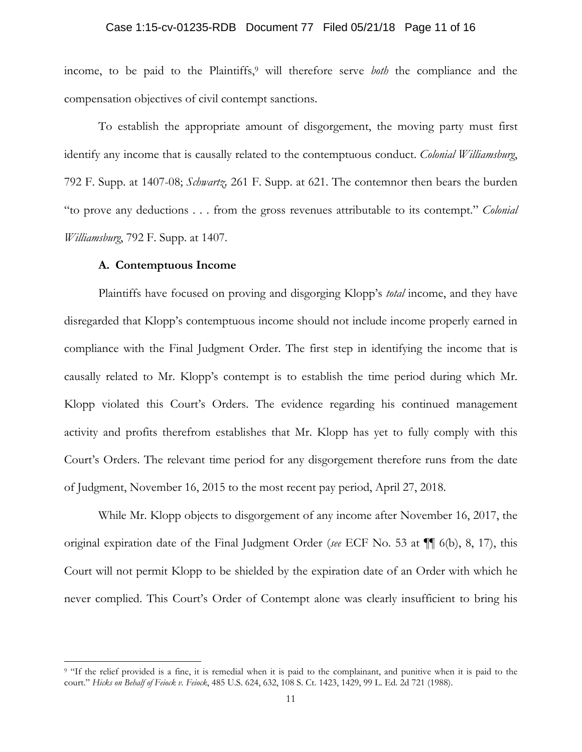income, to be paid to the Plaintiffs,[9] will therefore serve *both* the compliance and the compensation objectives of civil contempt sanctions.

To establish the appropriate amount of disgorgement, the moving party must first identify any income that is causally related to the contemptuous conduct. *Colonial Williamsburg*, 792 F. Supp. at 1407-08; *Schwartz,* 261 F. Supp. at 621. The contemnor then bears the burden "to prove any deductions . . . from the gross revenues attributable to its contempt." *Colonial Williamsburg*, 792 F. Supp. at 1407.

**A. Contemptuous Income**

Plaintiffs have focused on proving and disgorging Klopp's *total* income, and they have disregarded that Klopp's contemptuous income should not include income properly earned in compliance with the Final Judgment Order. The first step in identifying the income that is causally related to Mr. Klopp's contempt is to establish the time period during which Mr. Klopp violated this Court's Orders. The evidence regarding his continued management activity and profits therefrom establishes that Mr. Klopp has yet to fully comply with this Court's Orders. The relevant time period for any disgorgement therefore runs from the date of Judgment, November 16, 2015 to the most recent pay period, April 27, 2018.

While Mr. Klopp objects to disgorgement of any income after November 16, 2017, the original expiration date of the Final Judgment Order (*see* ECF No. 53 at ¶¶ 6(b), 8, 17), this Court will not permit Klopp to be shielded by the expiration date of an Order with which he never complied. This Court's Order of Contempt alone was clearly insufficient to bring his

[9] "If the relief provided is a fine, it is remedial when it is paid to the complainant, and punitive when it is paid to the court." *Hicks on Behalf of Feiock v. Feiock*, 485 U.S. 624, 632, 108 S. Ct. 1423, 1429, 99 L. Ed. 2d 721 (1988).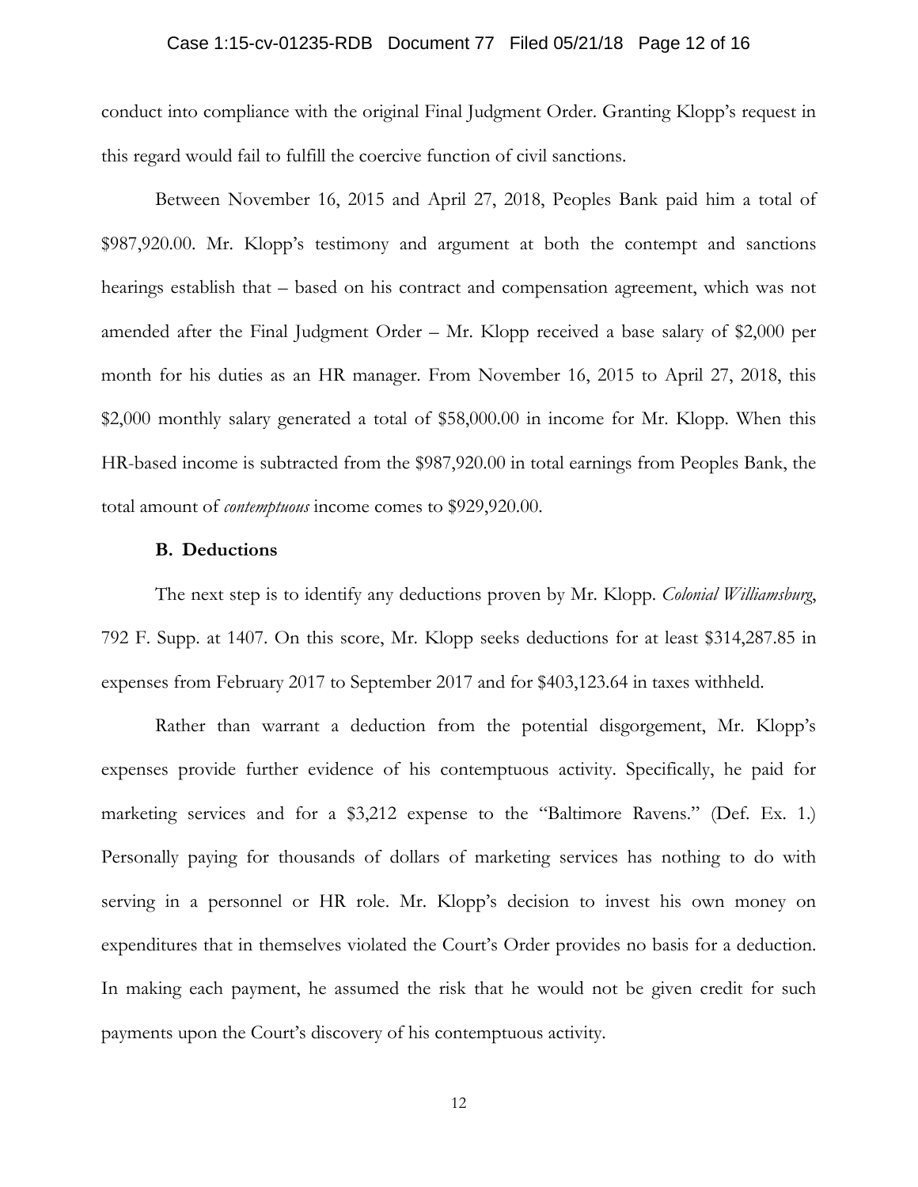conduct into compliance with the original Final Judgment Order. Granting Klopp's request in this regard would fail to fulfill the coercive function of civil sanctions.

Between November 16, 2015 and April 27, 2018, Peoples Bank paid him a total of $987,920.00. Mr. Klopp's testimony and argument at both the contempt and sanctions hearings establish that – based on his contract and compensation agreement, which was not amended after the Final Judgment Order – Mr. Klopp received a base salary of $2,000 per month for his duties as an HR manager. From November 16, 2015 to April 27, 2018, this $2,000 monthly salary generated a total of $58,000.00 in income for Mr. Klopp. When this HR-based income is subtracted from the $987,920.00 in total earnings from Peoples Bank, the total amount of *contemptuous* income comes to $929,920.00.

**B. Deductions**

The next step is to identify any deductions proven by Mr. Klopp. *Colonial Williamsburg*, 792 F. Supp. at 1407. On this score, Mr. Klopp seeks deductions for at least $314,287.85 in expenses from February 2017 to September 2017 and for $403,123.64 in taxes withheld.

Rather than warrant a deduction from the potential disgorgement, Mr. Klopp's expenses provide further evidence of his contemptuous activity. Specifically, he paid for marketing services and for a $3,212 expense to the "Baltimore Ravens." (Def. Ex. 1.) Personally paying for thousands of dollars of marketing services has nothing to do with serving in a personnel or HR role. Mr. Klopp's decision to invest his own money on expenditures that in themselves violated the Court's Order provides no basis for a deduction. In making each payment, he assumed the risk that he would not be given credit for such payments upon the Court's discovery of his contemptuous activity.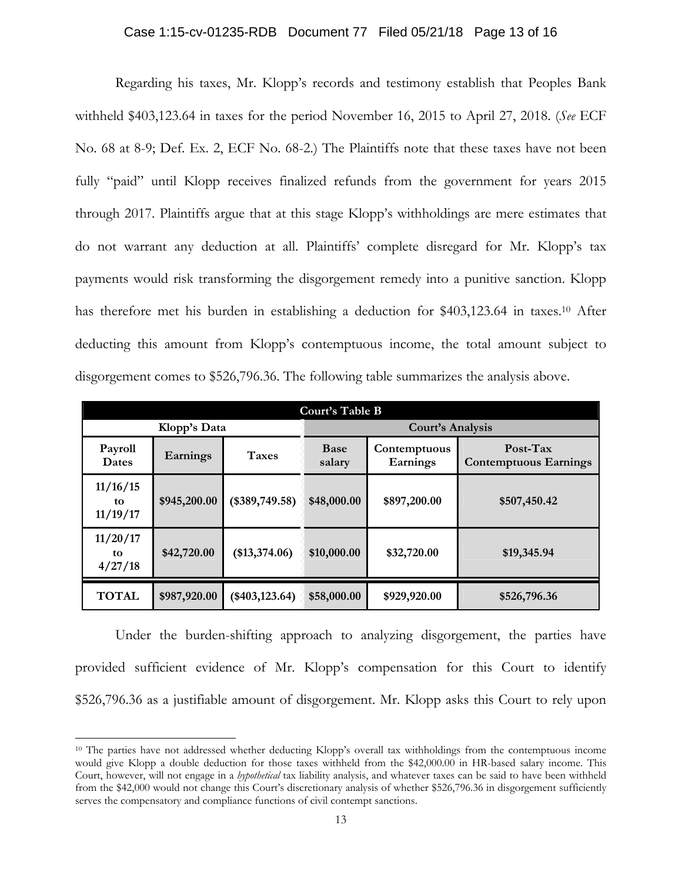Regarding his taxes, Mr. Klopp's records and testimony establish that Peoples Bank withheld $403,123.64 in taxes for the period November 16, 2015 to April 27, 2018. (*See* ECF No. 68 at 8-9; Def. Ex. 2, ECF No. 68-2.) The Plaintiffs note that these taxes have not been fully "paid" until Klopp receives finalized refunds from the government for years 2015 through 2017. Plaintiffs argue that at this stage Klopp's withholdings are mere estimates that do not warrant any deduction at all. Plaintiffs' complete disregard for Mr. Klopp's tax payments would risk transforming the disgorgement remedy into a punitive sanction. Klopp has therefore met his burden in establishing a deduction for $403,123.64 in taxes.[10] After deducting this amount from Klopp's contemptuous income, the total amount subject to disgorgement comes to $526,796.36. The following table summarizes the analysis above.

| **Court's Table B** | | | | | |
|---|---|---|---|---|---|
| **Klopp's Data** | | | **Court's Analysis** | | |
| **Payroll Dates** | **Earnings** | **Taxes** | **Base salary** | **Contemptuous Earnings** | **Post-Tax Contemptuous Earnings** |
| **11/16/15 to 11/19/17** | **$945,200.00** | **($389,749.58)** | **$48,000.00** | **$897,200.00** | **$507,450.42** |
| **11/20/17 to 4/27/18** | **$42,720.00** | **($13,374.06)** | **$10,000.00** | **$32,720.00** | **$19,345.94** |
| **TOTAL** | **$987,920.00** | **($403,123.64)** | **$58,000.00** | **$929,920.00** | **$526,796.36** |

Under the burden-shifting approach to analyzing disgorgement, the parties have provided sufficient evidence of Mr. Klopp's compensation for this Court to identify $526,796.36 as a justifiable amount of disgorgement. Mr. Klopp asks this Court to rely upon

[10] The parties have not addressed whether deducting Klopp's overall tax withholdings from the contemptuous income would give Klopp a double deduction for those taxes withheld from the $42,000.00 in HR-based salary income. This Court, however, will not engage in a *hypothetical* tax liability analysis, and whatever taxes can be said to have been withheld from the $42,000 would not change this Court's discretionary analysis of whether $526,796.36 in disgorgement sufficiently serves the compensatory and compliance functions of civil contempt sanctions.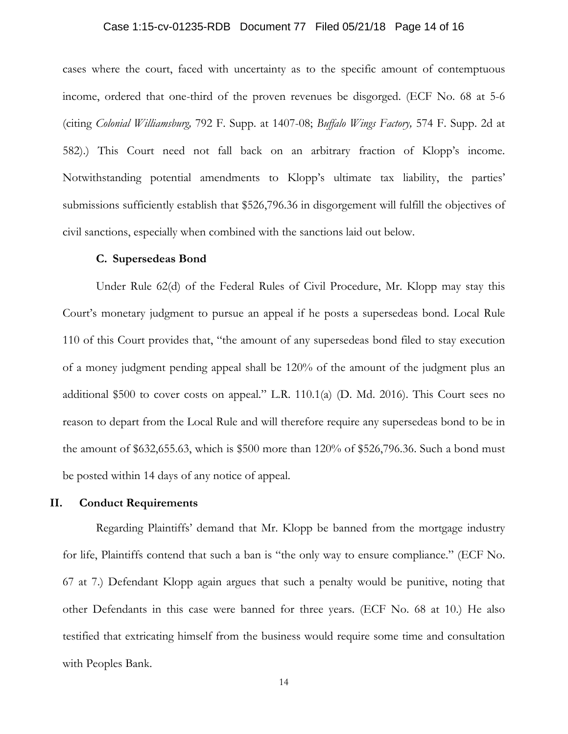cases where the court, faced with uncertainty as to the specific amount of contemptuous income, ordered that one-third of the proven revenues be disgorged. (ECF No. 68 at 5-6 (citing *Colonial Williamsburg,* 792 F. Supp. at 1407-08; *Buffalo Wings Factory,* 574 F. Supp. 2d at 582).) This Court need not fall back on an arbitrary fraction of Klopp's income. Notwithstanding potential amendments to Klopp's ultimate tax liability, the parties' submissions sufficiently establish that $526,796.36 in disgorgement will fulfill the objectives of civil sanctions, especially when combined with the sanctions laid out below.

### C. Supersedeas Bond

Under Rule 62(d) of the Federal Rules of Civil Procedure, Mr. Klopp may stay this Court's monetary judgment to pursue an appeal if he posts a supersedeas bond. Local Rule 110 of this Court provides that, "the amount of any supersedeas bond filed to stay execution of a money judgment pending appeal shall be 120% of the amount of the judgment plus an additional $500 to cover costs on appeal." L.R. 110.1(a) (D. Md. 2016). This Court sees no reason to depart from the Local Rule and will therefore require any supersedeas bond to be in the amount of $632,655.63, which is $500 more than 120% of $526,796.36. Such a bond must be posted within 14 days of any notice of appeal.

## II. Conduct Requirements

Regarding Plaintiffs' demand that Mr. Klopp be banned from the mortgage industry for life, Plaintiffs contend that such a ban is "the only way to ensure compliance." (ECF No. 67 at 7.) Defendant Klopp again argues that such a penalty would be punitive, noting that other Defendants in this case were banned for three years. (ECF No. 68 at 10.) He also testified that extricating himself from the business would require some time and consultation with Peoples Bank.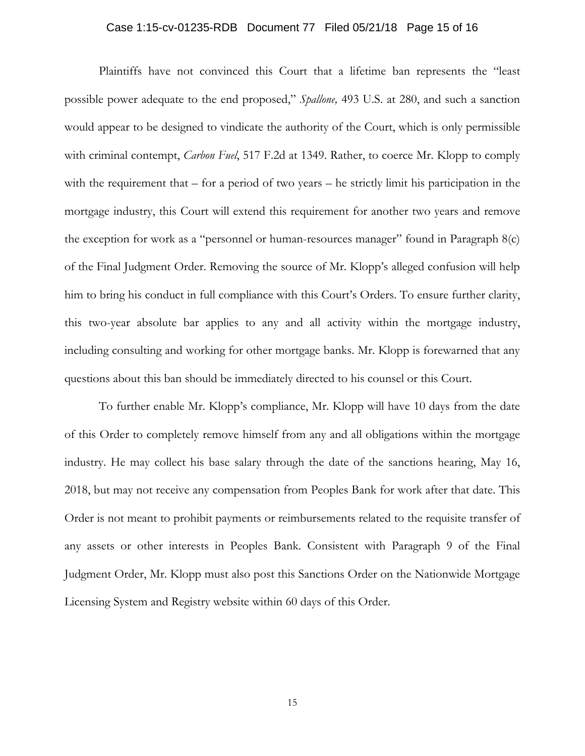Plaintiffs have not convinced this Court that a lifetime ban represents the "least possible power adequate to the end proposed," *Spallone,* 493 U.S. at 280, and such a sanction would appear to be designed to vindicate the authority of the Court, which is only permissible with criminal contempt, *Carbon Fuel*, 517 F.2d at 1349. Rather, to coerce Mr. Klopp to comply with the requirement that – for a period of two years – he strictly limit his participation in the mortgage industry, this Court will extend this requirement for another two years and remove the exception for work as a "personnel or human-resources manager" found in Paragraph 8(c) of the Final Judgment Order. Removing the source of Mr. Klopp's alleged confusion will help him to bring his conduct in full compliance with this Court's Orders. To ensure further clarity, this two-year absolute bar applies to any and all activity within the mortgage industry, including consulting and working for other mortgage banks. Mr. Klopp is forewarned that any questions about this ban should be immediately directed to his counsel or this Court.

To further enable Mr. Klopp's compliance, Mr. Klopp will have 10 days from the date of this Order to completely remove himself from any and all obligations within the mortgage industry. He may collect his base salary through the date of the sanctions hearing, May 16, 2018, but may not receive any compensation from Peoples Bank for work after that date. This Order is not meant to prohibit payments or reimbursements related to the requisite transfer of any assets or other interests in Peoples Bank. Consistent with Paragraph 9 of the Final Judgment Order, Mr. Klopp must also post this Sanctions Order on the Nationwide Mortgage Licensing System and Registry website within 60 days of this Order.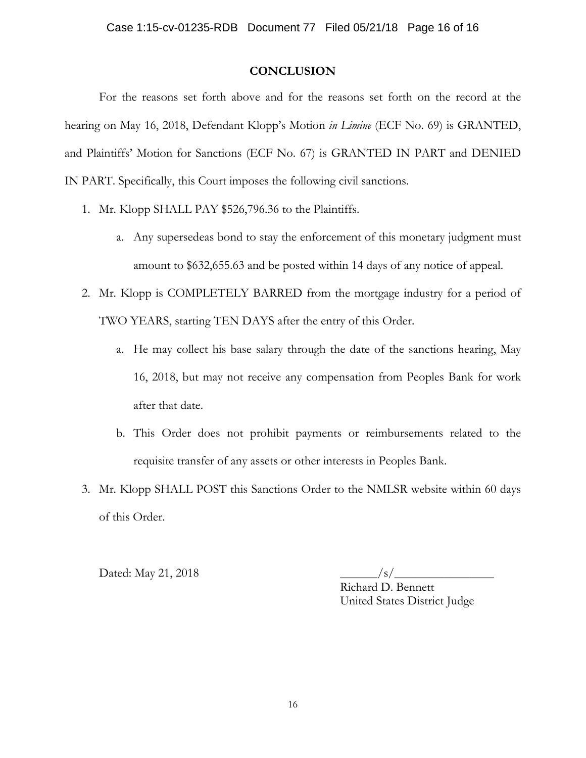## CONCLUSION

For the reasons set forth above and for the reasons set forth on the record at the hearing on May 16, 2018, Defendant Klopp's Motion *in Limine* (ECF No. 69) is GRANTED, and Plaintiffs' Motion for Sanctions (ECF No. 67) is GRANTED IN PART and DENIED IN PART. Specifically, this Court imposes the following civil sanctions.

1. Mr. Klopp SHALL PAY $526,796.36 to the Plaintiffs.
   a. Any supersedeas bond to stay the enforcement of this monetary judgment must amount to $632,655.63 and be posted within 14 days of any notice of appeal.
2. Mr. Klopp is COMPLETELY BARRED from the mortgage industry for a period of TWO YEARS, starting TEN DAYS after the entry of this Order.
   a. He may collect his base salary through the date of the sanctions hearing, May 16, 2018, but may not receive any compensation from Peoples Bank for work after that date.
   b. This Order does not prohibit payments or reimbursements related to the requisite transfer of any assets or other interests in Peoples Bank.
3. Mr. Klopp SHALL POST this Sanctions Order to the NMLSR website within 60 days of this Order.

Dated: May 21, 2018

_____/s/_______________
Richard D. Bennett
United States District Judge